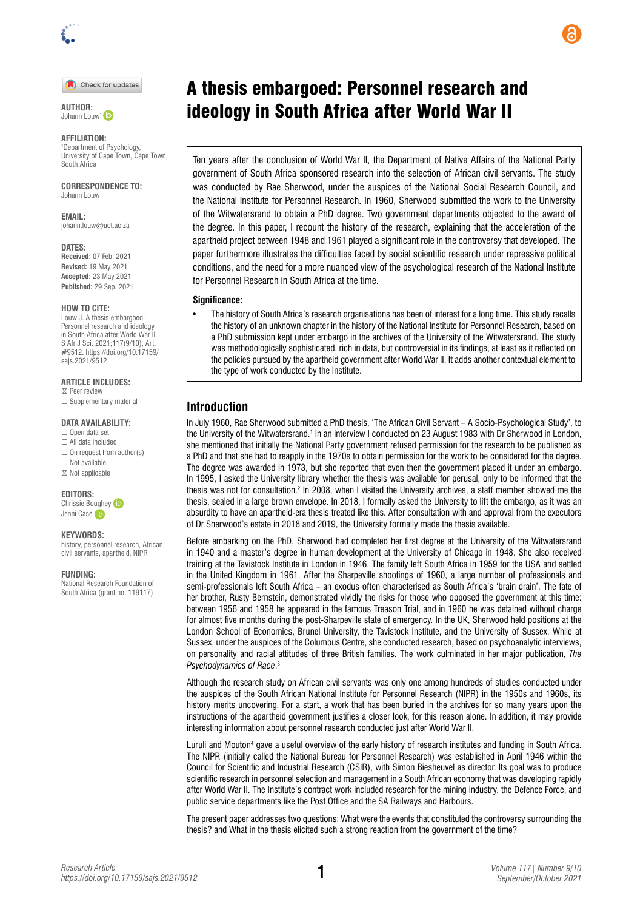# A thesis embargoed: Personnel research and ideology in South Africa after World War II

**AUTHOR:**
Johann Louw[1]

**AFFILIATION:**
[1]Department of Psychology, University of Cape Town, Cape Town, South Africa

**CORRESPONDENCE TO:**
Johann Louw

**EMAIL:**
johann.louw@uct.ac.za

**DATES:**
**Received:** 07 Feb. 2021
**Revised:** 19 May 2021
**Accepted:** 23 May 2021
**Published:** 29 Sep. 2021

**HOW TO CITE:**
Louw J. A thesis embargoed: Personnel research and ideology in South Africa after World War II. S Afr J Sci. 2021;117(9/10), Art. #9512. https://doi.org/10.17159/sajs.2021/9512

**ARTICLE INCLUDES:**
☒ Peer review
☐ Supplementary material

**DATA AVAILABILITY:**
☐ Open data set
☐ All data included
☐ On request from author(s)
☐ Not available
☒ Not applicable

**EDITORS:**
Chrissie Boughey
Jenni Case

**KEYWORDS:**
history, personnel research, African civil servants, apartheid, NIPR

**FUNDING:**
National Research Foundation of South Africa (grant no. 119117)

Ten years after the conclusion of World War II, the Department of Native Affairs of the National Party government of South Africa sponsored research into the selection of African civil servants. The study was conducted by Rae Sherwood, under the auspices of the National Social Research Council, and the National Institute for Personnel Research. In 1960, Sherwood submitted the work to the University of the Witwatersrand to obtain a PhD degree. Two government departments objected to the award of the degree. In this paper, I recount the history of the research, explaining that the acceleration of the apartheid project between 1948 and 1961 played a significant role in the controversy that developed. The paper furthermore illustrates the difficulties faced by social scientific research under repressive political conditions, and the need for a more nuanced view of the psychological research of the National Institute for Personnel Research in South Africa at the time.

**Significance:**

- The history of South Africa's research organisations has been of interest for a long time. This study recalls the history of an unknown chapter in the history of the National Institute for Personnel Research, based on a PhD submission kept under embargo in the archives of the University of the Witwatersrand. The study was methodologically sophisticated, rich in data, but controversial in its findings, at least as it reflected on the policies pursued by the apartheid government after World War II. It adds another contextual element to the type of work conducted by the Institute.

## Introduction

In July 1960, Rae Sherwood submitted a PhD thesis, 'The African Civil Servant – A Socio-Psychological Study', to the University of the Witwatersrand.[1] In an interview I conducted on 23 August 1983 with Dr Sherwood in London, she mentioned that initially the National Party government refused permission for the research to be published as a PhD and that she had to reapply in the 1970s to obtain permission for the work to be considered for the degree. The degree was awarded in 1973, but she reported that even then the government placed it under an embargo. In 1995, I asked the University library whether the thesis was available for perusal, only to be informed that the thesis was not for consultation.[2] In 2008, when I visited the University archives, a staff member showed me the thesis, sealed in a large brown envelope. In 2018, I formally asked the University to lift the embargo, as it was an absurdity to have an apartheid-era thesis treated like this. After consultation with and approval from the executors of Dr Sherwood's estate in 2018 and 2019, the University formally made the thesis available.

Before embarking on the PhD, Sherwood had completed her first degree at the University of the Witwatersrand in 1940 and a master's degree in human development at the University of Chicago in 1948. She also received training at the Tavistock Institute in London in 1946. The family left South Africa in 1959 for the USA and settled in the United Kingdom in 1961. After the Sharpeville shootings of 1960, a large number of professionals and semi-professionals left South Africa – an exodus often characterised as South Africa's 'brain drain'. The fate of her brother, Rusty Bernstein, demonstrated vividly the risks for those who opposed the government at this time: between 1956 and 1958 he appeared in the famous Treason Trial, and in 1960 he was detained without charge for almost five months during the post-Sharpeville state of emergency. In the UK, Sherwood held positions at the London School of Economics, Brunel University, the Tavistock Institute, and the University of Sussex. While at Sussex, under the auspices of the Columbus Centre, she conducted research, based on psychoanalytic interviews, on personality and racial attitudes of three British families. The work culminated in her major publication, *The Psychodynamics of Race*.[3]

Although the research study on African civil servants was only one among hundreds of studies conducted under the auspices of the South African National Institute for Personnel Research (NIPR) in the 1950s and 1960s, its history merits uncovering. For a start, a work that has been buried in the archives for so many years upon the instructions of the apartheid government justifies a closer look, for this reason alone. In addition, it may provide interesting information about personnel research conducted just after World War II.

Luruli and Mouton[4] gave a useful overview of the early history of research institutes and funding in South Africa. The NIPR (initially called the National Bureau for Personnel Research) was established in April 1946 within the Council for Scientific and Industrial Research (CSIR), with Simon Biesheuvel as director. Its goal was to produce scientific research in personnel selection and management in a South African economy that was developing rapidly after World War II. The Institute's contract work included research for the mining industry, the Defence Force, and public service departments like the Post Office and the SA Railways and Harbours.

The present paper addresses two questions: What were the events that constituted the controversy surrounding the thesis? and What in the thesis elicited such a strong reaction from the government of the time?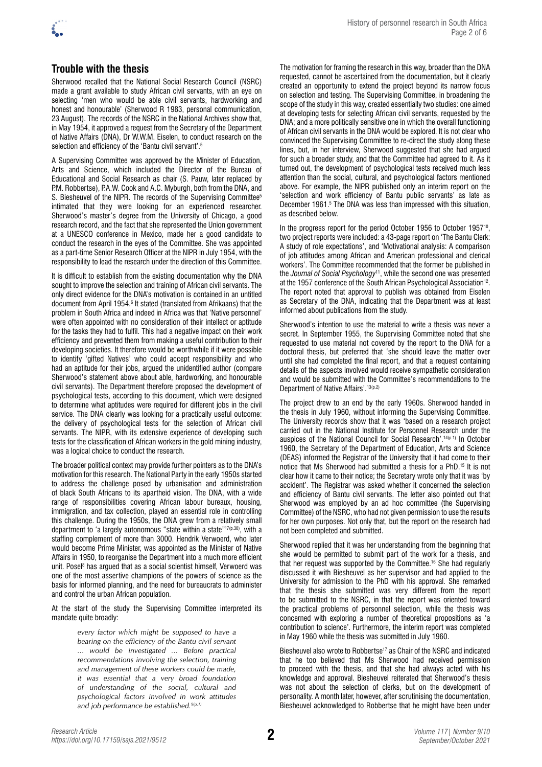## Trouble with the thesis

Sherwood recalled that the National Social Research Council (NSRC) made a grant available to study African civil servants, with an eye on selecting 'men who would be able civil servants, hardworking and honest and honourable' (Sherwood R 1983, personal communication, 23 August). The records of the NSRC in the National Archives show that, in May 1954, it approved a request from the Secretary of the Department of Native Affairs (DNA), Dr W.W.M. Eiselen, to conduct research on the selection and efficiency of the 'Bantu civil servant'.[5]

A Supervising Committee was approved by the Minister of Education, Arts and Science, which included the Director of the Bureau of Educational and Social Research as chair (S. Pauw, later replaced by P.M. Robbertse), P.A.W. Cook and A.C. Myburgh, both from the DNA, and S. Biesheuvel of the NIPR. The records of the Supervising Committee[5] intimated that they were looking for an experienced researcher. Sherwood's master's degree from the University of Chicago, a good research record, and the fact that she represented the Union government at a UNESCO conference in Mexico, made her a good candidate to conduct the research in the eyes of the Committee. She was appointed as a part-time Senior Research Officer at the NIPR in July 1954, with the responsibility to lead the research under the direction of this Committee.

It is difficult to establish from the existing documentation why the DNA sought to improve the selection and training of African civil servants. The only direct evidence for the DNA's motivation is contained in an untitled document from April 1954.[6] It stated (translated from Afrikaans) that the problem in South Africa and indeed in Africa was that 'Native personnel' were often appointed with no consideration of their intellect or aptitude for the tasks they had to fulfil. This had a negative impact on their work efficiency and prevented them from making a useful contribution to their developing societies. It therefore would be worthwhile if it were possible to identify 'gifted Natives' who could accept responsibility and who had an aptitude for their jobs, argued the unidentified author (compare Sherwood's statement above about able, hardworking, and honourable civil servants). The Department therefore proposed the development of psychological tests, according to this document, which were designed to determine what aptitudes were required for different jobs in the civil service. The DNA clearly was looking for a practically useful outcome: the delivery of psychological tests for the selection of African civil servants. The NIPR, with its extensive experience of developing such tests for the classification of African workers in the gold mining industry, was a logical choice to conduct the research.

The broader political context may provide further pointers as to the DNA's motivation for this research. The National Party in the early 1950s started to address the challenge posed by urbanisation and administration of black South Africans to its apartheid vision. The DNA, with a wide range of responsibilities covering African labour bureaux, housing, immigration, and tax collection, played an essential role in controlling this challenge. During the 1950s, the DNA grew from a relatively small department to 'a largely autonomous "state within a state"'[7(p.30)], with a staffing complement of more than 3000. Hendrik Verwoerd, who later would become Prime Minister, was appointed as the Minister of Native Affairs in 1950, to reorganise the Department into a much more efficient unit. Posel[8] has argued that as a social scientist himself, Verwoerd was one of the most assertive champions of the powers of science as the basis for informed planning, and the need for bureaucrats to administer and control the urban African population.

At the start of the study the Supervising Committee interpreted its mandate quite broadly:

> *every factor which might be supposed to have a bearing on the efficiency of the Bantu civil servant … would be investigated … Before practical recommendations involving the selection, training and management of these workers could be made, it was essential that a very broad foundation of understanding of the social, cultural and psychological factors involved in work attitudes and job performance be established.*[9(p.1)]

The motivation for framing the research in this way, broader than the DNA requested, cannot be ascertained from the documentation, but it clearly created an opportunity to extend the project beyond its narrow focus on selection and testing. The Supervising Committee, in broadening the scope of the study in this way, created essentially two studies: one aimed at developing tests for selecting African civil servants, requested by the DNA; and a more politically sensitive one in which the overall functioning of African civil servants in the DNA would be explored. It is not clear who convinced the Supervising Committee to re-direct the study along these lines, but, in her interview, Sherwood suggested that she had argued for such a broader study, and that the Committee had agreed to it. As it turned out, the development of psychological tests received much less attention than the social, cultural, and psychological factors mentioned above. For example, the NIPR published only an interim report on the 'selection and work efficiency of Bantu public servants' as late as December 1961.[5] The DNA was less than impressed with this situation, as described below.

In the progress report for the period October 1956 to October 1957[10], two project reports were included: a 43-page report on 'The Bantu Clerk: A study of role expectations', and 'Motivational analysis: A comparison of job attitudes among African and American professional and clerical workers'. The Committee recommended that the former be published in the *Journal of Social Psychology*[11], while the second one was presented at the 1957 conference of the South African Psychological Association[12]. The report noted that approval to publish was obtained from Eiselen as Secretary of the DNA, indicating that the Department was at least informed about publications from the study.

Sherwood's intention to use the material to write a thesis was never a secret. In September 1955, the Supervising Committee noted that she requested to use material not covered by the report to the DNA for a doctoral thesis, but preferred that 'she should leave the matter over until she had completed the final report, and that a request containing details of the aspects involved would receive sympathetic consideration and would be submitted with the Committee's recommendations to the Department of Native Affairs'.[13(p.2)]

The project drew to an end by the early 1960s. Sherwood handed in the thesis in July 1960, without informing the Supervising Committee. The University records show that it was 'based on a research project carried out in the National Institute for Personnel Research under the auspices of the National Council for Social Research'.[14(p.1)] In October 1960, the Secretary of the Department of Education, Arts and Science (DEAS) informed the Registrar of the University that it had come to their notice that Ms Sherwood had submitted a thesis for a PhD.[15] It is not clear how it came to their notice; the Secretary wrote only that it was 'by accident'. The Registrar was asked whether it concerned the selection and efficiency of Bantu civil servants. The letter also pointed out that Sherwood was employed by an ad hoc committee (the Supervising Committee) of the NSRC, who had not given permission to use the results for her own purposes. Not only that, but the report on the research had not been completed and submitted.

Sherwood replied that it was her understanding from the beginning that she would be permitted to submit part of the work for a thesis, and that her request was supported by the Committee.[16] She had regularly discussed it with Biesheuvel as her supervisor and had applied to the University for admission to the PhD with his approval. She remarked that the thesis she submitted was very different from the report to be submitted to the NSRC, in that the report was oriented toward the practical problems of personnel selection, while the thesis was concerned with exploring a number of theoretical propositions as 'a contribution to science'. Furthermore, the interim report was completed in May 1960 while the thesis was submitted in July 1960.

Biesheuvel also wrote to Robbertse[17] as Chair of the NSRC and indicated that he too believed that Ms Sherwood had received permission to proceed with the thesis, and that she had always acted with his knowledge and approval. Biesheuvel reiterated that Sherwood's thesis was not about the selection of clerks, but on the development of personality. A month later, however, after scrutinising the documentation, Biesheuvel acknowledged to Robbertse that he might have been under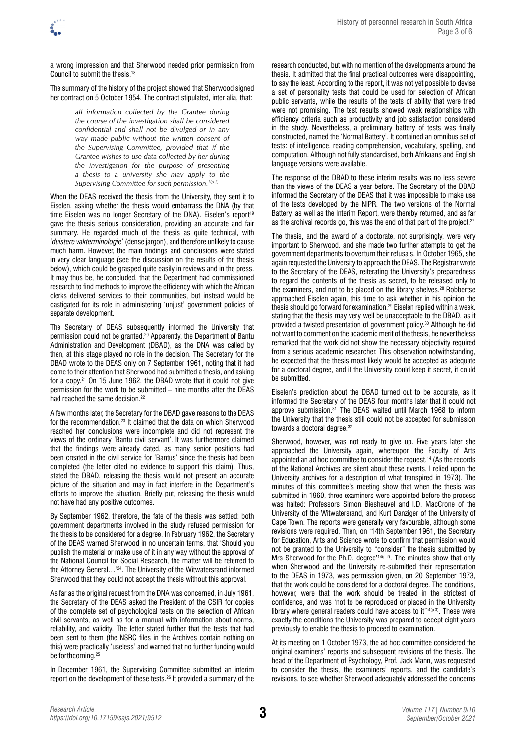a wrong impression and that Sherwood needed prior permission from Council to submit the thesis.[18]

The summary of the history of the project showed that Sherwood signed her contract on 5 October 1954. The contract stipulated, inter alia, that:

> *all information collected by the Grantee during the course of the investigation shall be considered confidential and shall not be divulged or in any way made public without the written consent of the Supervising Committee, provided that if the Grantee wishes to use data collected by her during the investigation for the purpose of presenting a thesis to a university she may apply to the Supervising Committee for such permission.*[5(p.2)]

When the DEAS received the thesis from the University, they sent it to Eiselen, asking whether the thesis would embarrass the DNA (by that time Eiselen was no longer Secretary of the DNA). Eiselen's report[19] gave the thesis serious consideration, providing an accurate and fair summary. He regarded much of the thesis as quite technical, with '*duistere vakterminologie*' (dense jargon), and therefore unlikely to cause much harm. However, the main findings and conclusions were stated in very clear language (see the discussion on the results of the thesis below), which could be grasped quite easily in reviews and in the press. It may thus be, he concluded, that the Department had commissioned research to find methods to improve the efficiency with which the African clerks delivered services to their communities, but instead would be castigated for its role in administering 'unjust' government policies of separate development.

The Secretary of DEAS subsequently informed the University that permission could not be granted.[20] Apparently, the Department of Bantu Administration and Development (DBAD), as the DNA was called by then, at this stage played no role in the decision. The Secretary for the DBAD wrote to the DEAS only on 7 September 1961, noting that it had come to their attention that Sherwood had submitted a thesis, and asking for a copy.[21] On 15 June 1962, the DBAD wrote that it could not give permission for the work to be submitted – nine months after the DEAS had reached the same decision.[22]

A few months later, the Secretary for the DBAD gave reasons to the DEAS for the recommendation.[23] It claimed that the data on which Sherwood reached her conclusions were incomplete and did not represent the views of the ordinary 'Bantu civil servant'. It was furthermore claimed that the findings were already dated, as many senior positions had been created in the civil service for 'Bantus' since the thesis had been completed (the letter cited no evidence to support this claim). Thus, stated the DBAD, releasing the thesis would not present an accurate picture of the situation and may in fact interfere in the Department's efforts to improve the situation. Briefly put, releasing the thesis would not have had any positive outcomes.

By September 1962, therefore, the fate of the thesis was settled: both government departments involved in the study refused permission for the thesis to be considered for a degree. In February 1962, the Secretary of the DEAS warned Sherwood in no uncertain terms, that 'Should you publish the material or make use of it in any way without the approval of the National Council for Social Research, the matter will be referred to the Attorney General…'[24]. The University of the Witwatersrand informed Sherwood that they could not accept the thesis without this approval.

As far as the original request from the DNA was concerned, in July 1961, the Secretary of the DEAS asked the President of the CSIR for copies of the complete set of psychological tests on the selection of African civil servants, as well as for a manual with information about norms, reliability, and validity. The letter stated further that the tests that had been sent to them (the NSRC files in the Archives contain nothing on this) were practically 'useless' and warned that no further funding would be forthcoming.[25]

In December 1961, the Supervising Committee submitted an interim report on the development of these tests.[26] It provided a summary of the research conducted, but with no mention of the developments around the thesis. It admitted that the final practical outcomes were disappointing, to say the least. According to the report, it was not yet possible to devise a set of personality tests that could be used for selection of African public servants, while the results of the tests of ability that were tried were not promising. The test results showed weak relationships with efficiency criteria such as productivity and job satisfaction considered in the study. Nevertheless, a preliminary battery of tests was finally constructed, named the 'Normal Battery'. It contained an omnibus set of tests: of intelligence, reading comprehension, vocabulary, spelling, and computation. Although not fully standardised, both Afrikaans and English language versions were available.

The response of the DBAD to these interim results was no less severe than the views of the DEAS a year before. The Secretary of the DBAD informed the Secretary of the DEAS that it was impossible to make use of the tests developed by the NIPR. The two versions of the Normal Battery, as well as the Interim Report, were thereby returned, and as far as the archival records go, this was the end of that part of the project.[27]

The thesis, and the award of a doctorate, not surprisingly, were very important to Sherwood, and she made two further attempts to get the government departments to overturn their refusals. In October 1965, she again requested the University to approach the DEAS. The Registrar wrote to the Secretary of the DEAS, reiterating the University's preparedness to regard the contents of the thesis as secret, to be released only to the examiners, and not to be placed on the library shelves.[28] Robbertse approached Eiselen again, this time to ask whether in his opinion the thesis should go forward for examination.[29] Eiselen replied within a week, stating that the thesis may very well be unacceptable to the DBAD, as it provided a twisted presentation of government policy.[30] Although he did not want to comment on the academic merit of the thesis, he nevertheless remarked that the work did not show the necessary objectivity required from a serious academic researcher. This observation notwithstanding, he expected that the thesis most likely would be accepted as adequate for a doctoral degree, and if the University could keep it secret, it could be submitted.

Eiselen's prediction about the DBAD turned out to be accurate, as it informed the Secretary of the DEAS four months later that it could not approve submission.[31] The DEAS waited until March 1968 to inform the University that the thesis still could not be accepted for submission towards a doctoral degree.[32]

Sherwood, however, was not ready to give up. Five years later she approached the University again, whereupon the Faculty of Arts appointed an ad hoc committee to consider the request.[14] (As the records of the National Archives are silent about these events, I relied upon the University archives for a description of what transpired in 1973). The minutes of this committee's meeting show that when the thesis was submitted in 1960, three examiners were appointed before the process was halted: Professors Simon Biesheuvel and I.D. MacCrone of the University of the Witwatersrand, and Kurt Danziger of the University of Cape Town. The reports were generally very favourable, although some revisions were required. Then, on '14th September 1961, the Secretary for Education, Arts and Science wrote to confirm that permission would not be granted to the University to "consider" the thesis submitted by Mrs Sherwood for the Ph.D. degree'[14(p.2)]. The minutes show that only when Sherwood and the University re-submitted their representation to the DEAS in 1973, was permission given, on 20 September 1973, that the work could be considered for a doctoral degree. The conditions, however, were that the work should be treated in the strictest of confidence, and was 'not to be reproduced or placed in the University library where general readers could have access to it'[14(p.3)]. These were exactly the conditions the University was prepared to accept eight years previously to enable the thesis to proceed to examination.

At its meeting on 1 October 1973, the ad hoc committee considered the original examiners' reports and subsequent revisions of the thesis. The head of the Department of Psychology, Prof. Jack Mann, was requested to consider the thesis, the examiners' reports, and the candidate's revisions, to see whether Sherwood adequately addressed the concerns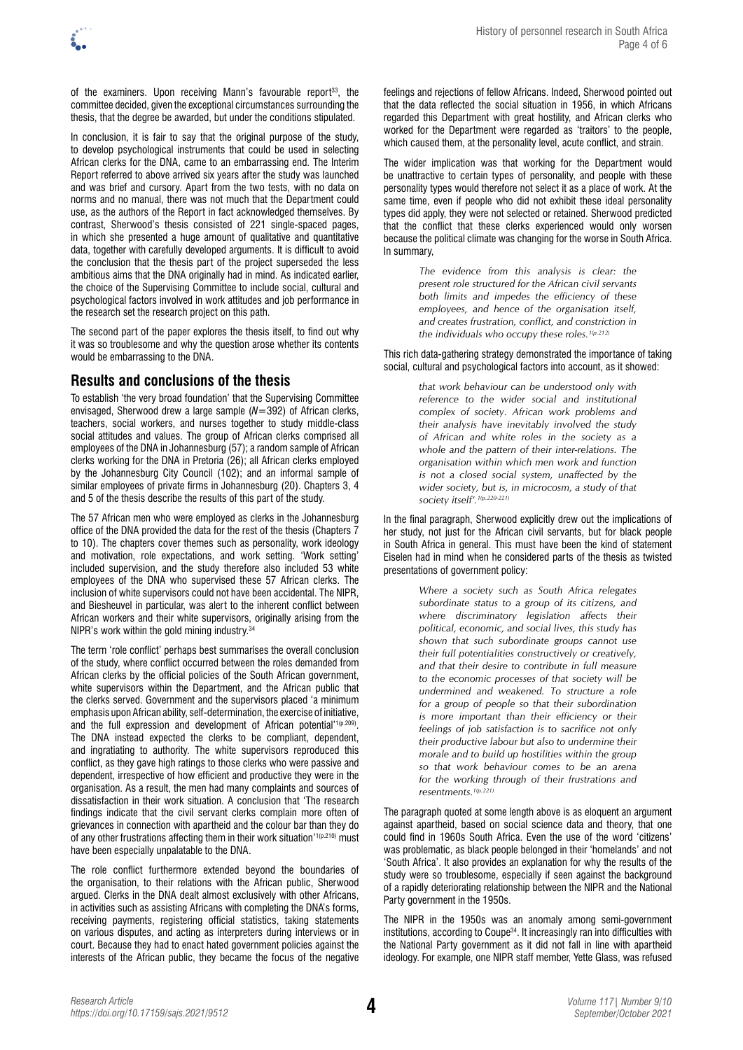of the examiners. Upon receiving Mann's favourable report[33], the committee decided, given the exceptional circumstances surrounding the thesis, that the degree be awarded, but under the conditions stipulated.

In conclusion, it is fair to say that the original purpose of the study, to develop psychological instruments that could be used in selecting African clerks for the DNA, came to an embarrassing end. The Interim Report referred to above arrived six years after the study was launched and was brief and cursory. Apart from the two tests, with no data on norms and no manual, there was not much that the Department could use, as the authors of the Report in fact acknowledged themselves. By contrast, Sherwood's thesis consisted of 221 single-spaced pages, in which she presented a huge amount of qualitative and quantitative data, together with carefully developed arguments. It is difficult to avoid the conclusion that the thesis part of the project superseded the less ambitious aims that the DNA originally had in mind. As indicated earlier, the choice of the Supervising Committee to include social, cultural and psychological factors involved in work attitudes and job performance in the research set the research project on this path.

The second part of the paper explores the thesis itself, to find out why it was so troublesome and why the question arose whether its contents would be embarrassing to the DNA.

## Results and conclusions of the thesis

To establish 'the very broad foundation' that the Supervising Committee envisaged, Sherwood drew a large sample ($N$=392) of African clerks, teachers, social workers, and nurses together to study middle-class social attitudes and values. The group of African clerks comprised all employees of the DNA in Johannesburg (57); a random sample of African clerks working for the DNA in Pretoria (26); all African clerks employed by the Johannesburg City Council (102); and an informal sample of similar employees of private firms in Johannesburg (20). Chapters 3, 4 and 5 of the thesis describe the results of this part of the study.

The 57 African men who were employed as clerks in the Johannesburg office of the DNA provided the data for the rest of the thesis (Chapters 7 to 10). The chapters cover themes such as personality, work ideology and motivation, role expectations, and work setting. 'Work setting' included supervision, and the study therefore also included 53 white employees of the DNA who supervised these 57 African clerks. The inclusion of white supervisors could not have been accidental. The NIPR, and Biesheuvel in particular, was alert to the inherent conflict between African workers and their white supervisors, originally arising from the NIPR's work within the gold mining industry.[34]

The term 'role conflict' perhaps best summarises the overall conclusion of the study, where conflict occurred between the roles demanded from African clerks by the official policies of the South African government, white supervisors within the Department, and the African public that the clerks served. Government and the supervisors placed 'a minimum emphasis upon African ability, self-determination, the exercise of initiative, and the full expression and development of African potential'[1(p.209)]. The DNA instead expected the clerks to be compliant, dependent, and ingratiating to authority. The white supervisors reproduced this conflict, as they gave high ratings to those clerks who were passive and dependent, irrespective of how efficient and productive they were in the organisation. As a result, the men had many complaints and sources of dissatisfaction in their work situation. A conclusion that 'The research findings indicate that the civil servant clerks complain more often of grievances in connection with apartheid and the colour bar than they do of any other frustrations affecting them in their work situation'[1(p.210)] must have been especially unpalatable to the DNA.

The role conflict furthermore extended beyond the boundaries of the organisation, to their relations with the African public, Sherwood argued. Clerks in the DNA dealt almost exclusively with other Africans, in activities such as assisting Africans with completing the DNA's forms, receiving payments, registering official statistics, taking statements on various disputes, and acting as interpreters during interviews or in court. Because they had to enact hated government policies against the interests of the African public, they became the focus of the negative feelings and rejections of fellow Africans. Indeed, Sherwood pointed out that the data reflected the social situation in 1956, in which Africans regarded this Department with great hostility, and African clerks who worked for the Department were regarded as 'traitors' to the people, which caused them, at the personality level, acute conflict, and strain.

The wider implication was that working for the Department would be unattractive to certain types of personality, and people with these personality types would therefore not select it as a place of work. At the same time, even if people who did not exhibit these ideal personality types did apply, they were not selected or retained. Sherwood predicted that the conflict that these clerks experienced would only worsen because the political climate was changing for the worse in South Africa. In summary,

> *The evidence from this analysis is clear: the present role structured for the African civil servants both limits and impedes the efficiency of these employees, and hence of the organisation itself, and creates frustration, conflict, and constriction in the individuals who occupy these roles.*[1(p.212)]

This rich data-gathering strategy demonstrated the importance of taking social, cultural and psychological factors into account, as it showed:

> *that work behaviour can be understood only with reference to the wider social and institutional complex of society. African work problems and their analysis have inevitably involved the study of African and white roles in the society as a whole and the pattern of their inter-relations. The organisation within which men work and function is not a closed social system, unaffected by the wider society, but is, in microcosm, a study of that society itself'.*[1(p.220-221)]

In the final paragraph, Sherwood explicitly drew out the implications of her study, not just for the African civil servants, but for black people in South Africa in general. This must have been the kind of statement Eiselen had in mind when he considered parts of the thesis as twisted presentations of government policy:

> *Where a society such as South Africa relegates subordinate status to a group of its citizens, and where discriminatory legislation affects their political, economic, and social lives, this study has shown that such subordinate groups cannot use their full potentialities constructively or creatively, and that their desire to contribute in full measure to the economic processes of that society will be undermined and weakened. To structure a role for a group of people so that their subordination is more important than their efficiency or their feelings of job satisfaction is to sacrifice not only their productive labour but also to undermine their morale and to build up hostilities within the group so that work behaviour comes to be an arena for the working through of their frustrations and resentments.*[1(p.221)]

The paragraph quoted at some length above is as eloquent an argument against apartheid, based on social science data and theory, that one could find in 1960s South Africa. Even the use of the word 'citizens' was problematic, as black people belonged in their 'homelands' and not 'South Africa'. It also provides an explanation for why the results of the study were so troublesome, especially if seen against the background of a rapidly deteriorating relationship between the NIPR and the National Party government in the 1950s.

The NIPR in the 1950s was an anomaly among semi-government institutions, according to Coupe[34]. It increasingly ran into difficulties with the National Party government as it did not fall in line with apartheid ideology. For example, one NIPR staff member, Yette Glass, was refused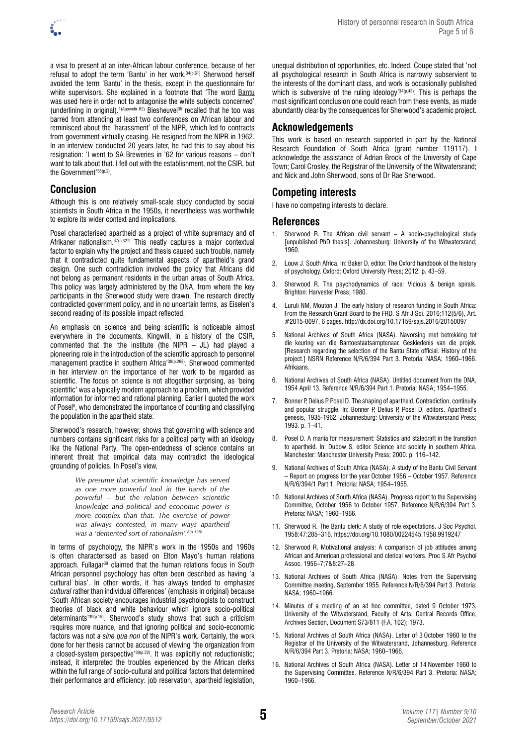a visa to present at an inter-African labour conference, because of her refusal to adopt the term 'Bantu' in her work.[34(p.61)] Sherwood herself avoided the term 'Bantu' in the thesis, except in the questionnaire for white supervisors. She explained in a footnote that 'The word Bantu was used here in order not to antagonise the white subjects concerned' (underlining in original).[1(Appendix B2)] Biesheuvel[35] recalled that he too was barred from attending at least two conferences on African labour and reminisced about the 'harassment' of the NIPR, which led to contracts from government virtually ceasing. He resigned from the NIPR in 1962. In an interview conducted 20 years later, he had this to say about his resignation: 'I went to SA Breweries in '62 for various reasons – don't want to talk about that. I fell out with the establishment, not the CSIR, but the Government'[36(p.2)].

## Conclusion

Although this is one relatively small-scale study conducted by social scientists in South Africa in the 1950s, it nevertheless was worthwhile to explore its wider context and implications.

Posel characterised apartheid as a project of white supremacy and of Afrikaner nationalism.[37(p.327)] This neatly captures a major contextual factor to explain why the project and thesis caused such trouble, namely that it contradicted quite fundamental aspects of apartheid's grand design. One such contradiction involved the policy that Africans did not belong as permanent residents in the urban areas of South Africa. This policy was largely administered by the DNA, from where the key participants in the Sherwood study were drawn. The research directly contradicted government policy, and in no uncertain terms, as Eiselen's second reading of its possible impact reflected.

An emphasis on science and being scientific is noticeable almost everywhere in the documents. Kingwill, in a history of the CSIR, commented that the 'the institute (the NIPR – JL) had played a pioneering role in the introduction of the scientific approach to personnel management practice in southern Africa'[38(p.268)]. Sherwood commented in her interview on the importance of her work to be regarded as scientific. The focus on science is not altogether surprising, as 'being scientific' was a typically modern approach to a problem, which provided information for informed and rational planning. Earlier I quoted the work of Posel[8], who demonstrated the importance of counting and classifying the population in the apartheid state.

Sherwood's research, however, shows that governing with science and numbers contains significant risks for a political party with an ideology like the National Party. The open-endedness of science contains an inherent threat that empirical data may contradict the ideological grounding of policies. In Posel's view,

> *We presume that scientific knowledge has served as one more powerful tool in the hands of the powerful – but the relation between scientific knowledge and political and economic power is more complex than that. The exercise of power was always contested, in many ways apartheid was a 'demented sort of rationalism'.*[8(p.138)]

In terms of psychology, the NIPR's work in the 1950s and 1960s is often characterised as based on Elton Mayo's human relations approach. Fullagar[39] claimed that the human relations focus in South African personnel psychology has often been described as having 'a cultural bias'. In other words, it 'has always tended to emphasize *cultural* rather than individual differences' (emphasis in original) because 'South African society encourages industrial psychologists to construct theories of black and white behaviour which ignore socio-political determinants'[39(p.15)]. Sherwood's study shows that such a criticism requires more nuance, and that ignoring political and socio-economic factors was not a *sine qua non* of the NIPR's work. Certainly, the work done for her thesis cannot be accused of viewing 'the organization from a closed-system perspective'[39(p.22)]. It was explicitly not reductionistic; instead, it interpreted the troubles experienced by the African clerks within the full range of socio-cultural and political factors that determined their performance and efficiency: job reservation, apartheid legislation, unequal distribution of opportunities, etc. Indeed, Coupe stated that 'not all psychological research in South Africa is narrowly subservient to the interests of the dominant class, and work is occasionally published which is subversive of the ruling ideology'[34(p.43)]. This is perhaps the most significant conclusion one could reach from these events, as made abundantly clear by the consequences for Sherwood's academic project.

## Acknowledgements

This work is based on research supported in part by the National Research Foundation of South Africa (grant number 119117). I acknowledge the assistance of Adrian Brock of the University of Cape Town; Carol Crosley, the Registrar of the University of the Witwatersrand; and Nick and John Sherwood, sons of Dr Rae Sherwood.

## Competing interests

I have no competing interests to declare.

## References

1. Sherwood R. The African civil servant – A socio-psychological study [unpublished PhD thesis]. Johannesburg: University of the Witwatersrand; 1960.
2. Louw J. South Africa. In: Baker D, editor. The Oxford handbook of the history of psychology. Oxford: Oxford University Press; 2012. p. 43–59.
3. Sherwood R. The psychodynamics of race: Vicious & benign spirals. Brighton: Harvester Press; 1980.
4. Luruli NM, Mouton J. The early history of research funding in South Africa: From the Research Grant Board to the FRD. S Afr J Sci. 2016;112(5/6), Art. #2015-0097, 6 pages. http://dx.doi.org/10.17159/sajs.2016/20150097
5. National Archives of South Africa (NASA). Navorsing met betrekking tot die keuring van die Bantoestaatsamptenaar. Geskiedenis van die projek. [Research regarding the selection of the Bantu State official. History of the project.] NSRN Reference N/R/6/394 Part 3. Pretoria: NASA; 1960–1966. Afrikaans.
6. National Archives of South Africa (NASA). Untitled document from the DNA, 1954 April 13. Reference N/R/6/394 Part 1. Pretoria: NASA; 1954–1955.
7. Bonner P, Delius P, Posel D. The shaping of apartheid. Contradiction, continuity and popular struggle. In: Bonner P, Delius P, Posel D, editors. Apartheid's genesis, 1935-1962. Johannesburg: University of the Witwatersrand Press; 1993. p. 1–41.
8. Posel D. A mania for measurement: Statistics and statecraft in the transition to apartheid. In: Dubow S, editor. Science and society in southern Africa. Manchester: Manchester University Press; 2000. p. 116–142.
9. National Archives of South Africa (NASA). A study of the Bantu Civil Servant – Report on progress for the year October 1956 – October 1957. Reference N/R/6/394/1 Part 1. Pretoria: NASA; 1954–1955.
10. National Archives of South Africa (NASA). Progress report to the Supervising Committee, October 1956 to October 1957. Reference N/R/6/394 Part 3. Pretoria: NASA; 1960–1966.
11. Sherwood R. The Bantu clerk: A study of role expectations. J Soc Psychol. 1958;47:285–316. https://doi.org/10.1080/00224545.1958.9919247
12. Sherwood R. Motivational analysis: A comparison of job attitudes among African and American professional and clerical workers. Proc S Afr Psychol Assoc. 1956–7;7&8:27–28.
13. National Archives of South Africa (NASA). Notes from the Supervising Committee meeting, September 1955. Reference N/R/6/394 Part 3. Pretoria: NASA; 1960–1966.
14. Minutes of a meeting of an ad hoc committee, dated 9 October 1973. University of the Witwatersrand, Faculty of Arts, Central Records Office, Archives Section, Document S73/811 (F.A. 102); 1973.
15. National Archives of South Africa (NASA). Letter of 3 October 1960 to the Registrar of the University of the Witwatersrand, Johannesburg. Reference N/R/6/394 Part 3. Pretoria: NASA; 1960–1966.
16. National Archives of South Africa (NASA). Letter of 14 November 1960 to the Supervising Committee. Reference N/R/6/394 Part 3. Pretoria: NASA; 1960–1966.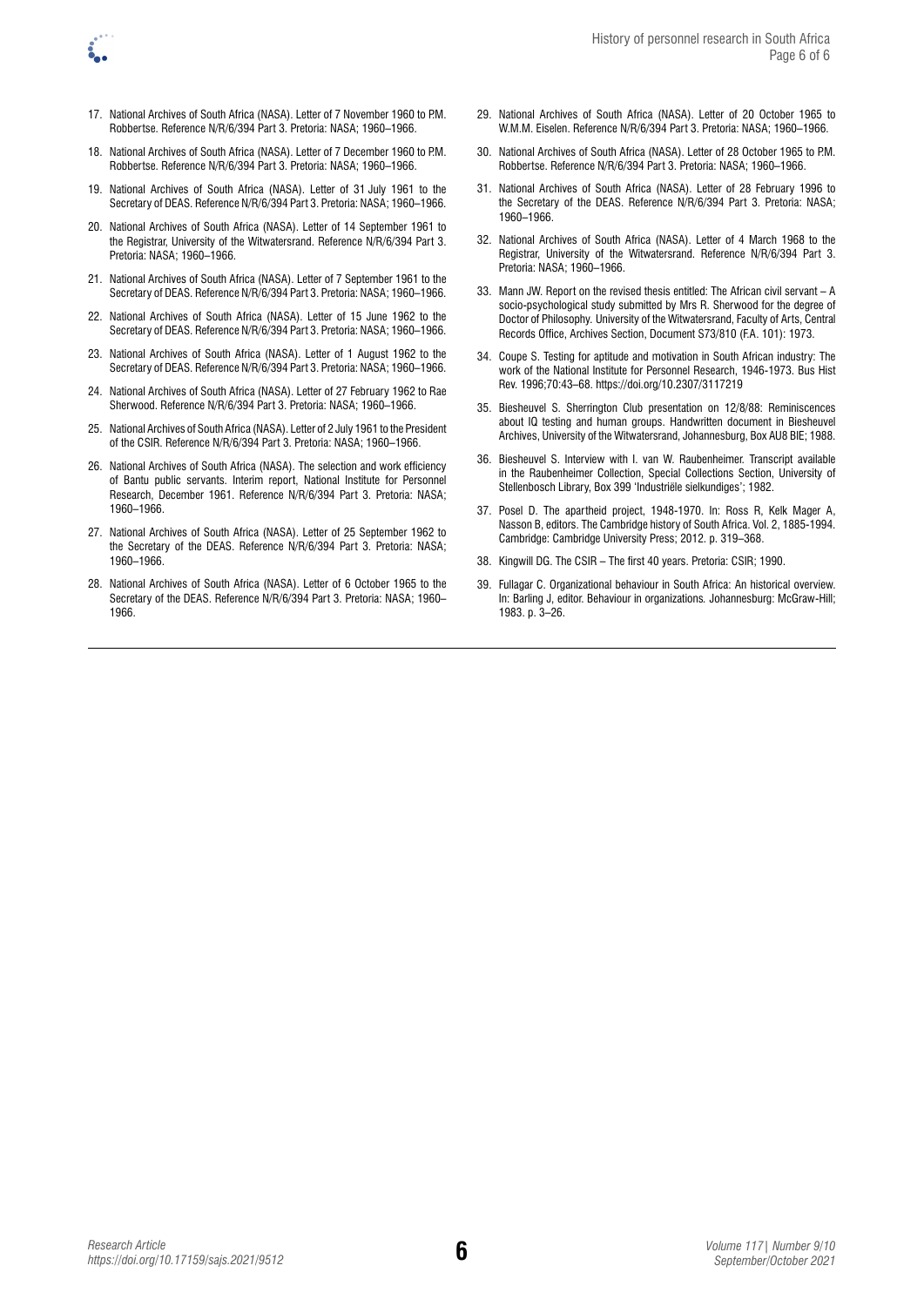17. National Archives of South Africa (NASA). Letter of 7 November 1960 to P.M. Robbertse. Reference N/R/6/394 Part 3. Pretoria: NASA; 1960–1966.
18. National Archives of South Africa (NASA). Letter of 7 December 1960 to P.M. Robbertse. Reference N/R/6/394 Part 3. Pretoria: NASA; 1960–1966.
19. National Archives of South Africa (NASA). Letter of 31 July 1961 to the Secretary of DEAS. Reference N/R/6/394 Part 3. Pretoria: NASA; 1960–1966.
20. National Archives of South Africa (NASA). Letter of 14 September 1961 to the Registrar, University of the Witwatersrand. Reference N/R/6/394 Part 3. Pretoria: NASA; 1960–1966.
21. National Archives of South Africa (NASA). Letter of 7 September 1961 to the Secretary of DEAS. Reference N/R/6/394 Part 3. Pretoria: NASA; 1960–1966.
22. National Archives of South Africa (NASA). Letter of 15 June 1962 to the Secretary of DEAS. Reference N/R/6/394 Part 3. Pretoria: NASA; 1960–1966.
23. National Archives of South Africa (NASA). Letter of 1 August 1962 to the Secretary of DEAS. Reference N/R/6/394 Part 3. Pretoria: NASA; 1960–1966.
24. National Archives of South Africa (NASA). Letter of 27 February 1962 to Rae Sherwood. Reference N/R/6/394 Part 3. Pretoria: NASA; 1960–1966.
25. National Archives of South Africa (NASA). Letter of 2 July 1961 to the President of the CSIR. Reference N/R/6/394 Part 3. Pretoria: NASA; 1960–1966.
26. National Archives of South Africa (NASA). The selection and work efficiency of Bantu public servants. Interim report, National Institute for Personnel Research, December 1961. Reference N/R/6/394 Part 3. Pretoria: NASA; 1960–1966.
27. National Archives of South Africa (NASA). Letter of 25 September 1962 to the Secretary of the DEAS. Reference N/R/6/394 Part 3. Pretoria: NASA; 1960–1966.
28. National Archives of South Africa (NASA). Letter of 6 October 1965 to the Secretary of the DEAS. Reference N/R/6/394 Part 3. Pretoria: NASA; 1960–1966.
29. National Archives of South Africa (NASA). Letter of 20 October 1965 to W.M.M. Eiselen. Reference N/R/6/394 Part 3. Pretoria: NASA; 1960–1966.
30. National Archives of South Africa (NASA). Letter of 28 October 1965 to P.M. Robbertse. Reference N/R/6/394 Part 3. Pretoria: NASA; 1960–1966.
31. National Archives of South Africa (NASA). Letter of 28 February 1996 to the Secretary of the DEAS. Reference N/R/6/394 Part 3. Pretoria: NASA; 1960–1966.
32. National Archives of South Africa (NASA). Letter of 4 March 1968 to the Registrar, University of the Witwatersrand. Reference N/R/6/394 Part 3. Pretoria: NASA; 1960–1966.
33. Mann JW. Report on the revised thesis entitled: The African civil servant – A socio-psychological study submitted by Mrs R. Sherwood for the degree of Doctor of Philosophy. University of the Witwatersrand, Faculty of Arts, Central Records Office, Archives Section, Document S73/810 (F.A. 101): 1973.
34. Coupe S. Testing for aptitude and motivation in South African industry: The work of the National Institute for Personnel Research, 1946-1973. Bus Hist Rev. 1996;70:43–68. https://doi.org/10.2307/3117219
35. Biesheuvel S. Sherrington Club presentation on 12/8/88: Reminiscences about IQ testing and human groups. Handwritten document in Biesheuvel Archives, University of the Witwatersrand, Johannesburg, Box AU8 BIE; 1988.
36. Biesheuvel S. Interview with I. van W. Raubenheimer. Transcript available in the Raubenheimer Collection, Special Collections Section, University of Stellenbosch Library, Box 399 'Industriële sielkundiges'; 1982.
37. Posel D. The apartheid project, 1948-1970. In: Ross R, Kelk Mager A, Nasson B, editors. The Cambridge history of South Africa. Vol. 2, 1885-1994. Cambridge: Cambridge University Press; 2012. p. 319–368.
38. Kingwill DG. The CSIR – The first 40 years. Pretoria: CSIR; 1990.
39. Fullagar C. Organizational behaviour in South Africa: An historical overview. In: Barling J, editor. Behaviour in organizations. Johannesburg: McGraw-Hill; 1983. p. 3–26.